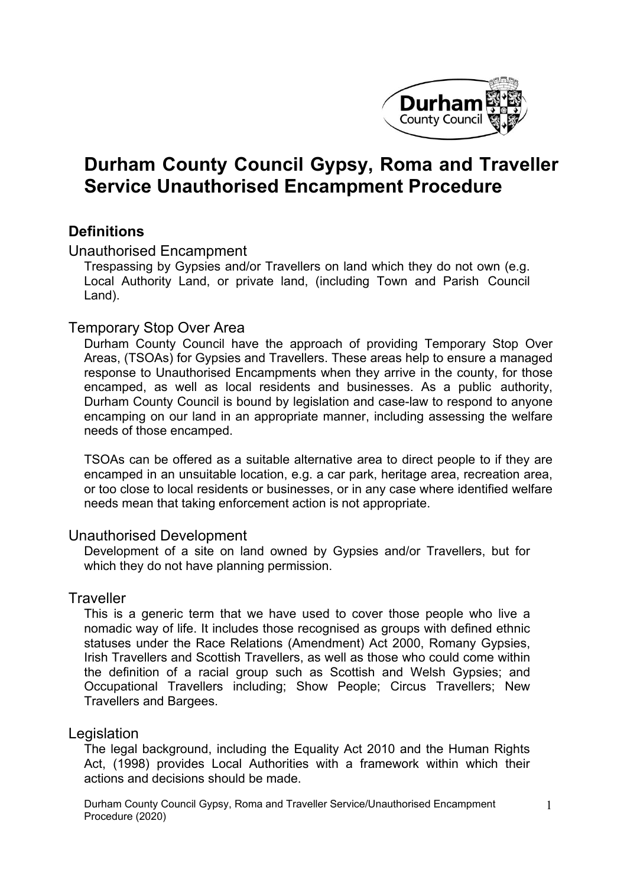# Durham County Council Gypsy, Roma and Traveller Service Unauthorised Encampment Procedure

## Definitions

### Unauthorised Encampment

Trespassing by Gypsies and/or Travellers on land which they do not own (e.g. Local Authority Land, or private land, (including Town and Parish Council Land).

### Temporary Stop Over Area

Durham County Council have the approach of providing Temporary Stop Over Areas, (TSOAs) for Gypsies and Travellers. These areas help to ensure a managed response to Unauthorised Encampments when they arrive in the county, for those encamped, as well as local residents and businesses. As a public authority, Durham County Council is bound by legislation and case-law to respond to anyone encamping on our land in an appropriate manner, including assessing the welfare needs of those encamped.

TSOAs can be offered as a suitable alternative area to direct people to if they are encamped in an unsuitable location, e.g. a car park, heritage area, recreation area, or too close to local residents or businesses, or in any case where identified welfare needs mean that taking enforcement action is not appropriate.

### Unauthorised Development

Development of a site on land owned by Gypsies and/or Travellers, but for which they do not have planning permission.

### Traveller

This is a generic term that we have used to cover those people who live a nomadic way of life. It includes those recognised as groups with defined ethnic statuses under the Race Relations (Amendment) Act 2000, Romany Gypsies, Irish Travellers and Scottish Travellers, as well as those who could come within the definition of a racial group such as Scottish and Welsh Gypsies; and Occupational Travellers including; Show People; Circus Travellers; New Travellers and Bargees.

### Legislation

The legal background, including the Equality Act 2010 and the Human Rights Act, (1998) provides Local Authorities with a framework within which their actions and decisions should be made.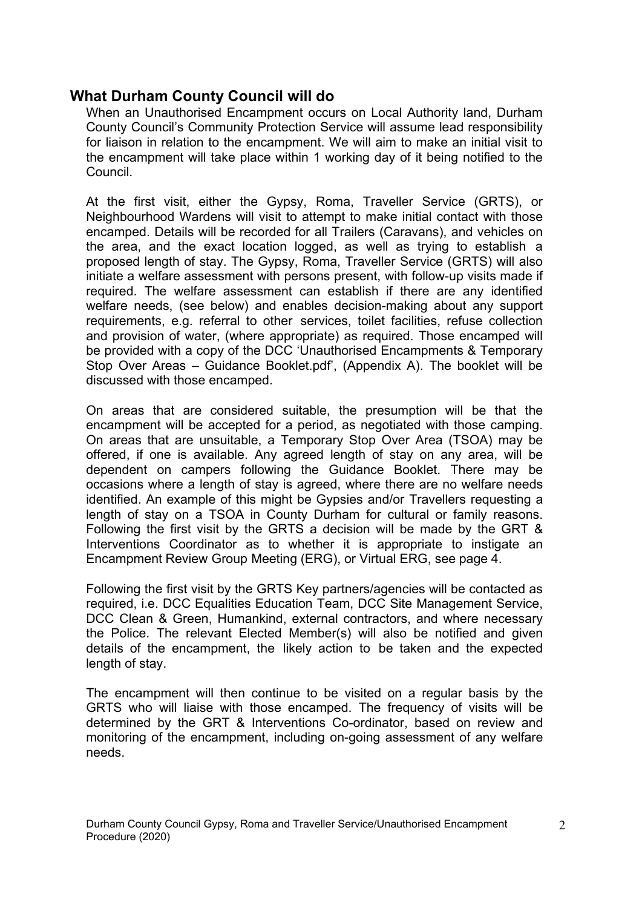## What Durham County Council will do

When an Unauthorised Encampment occurs on Local Authority land, Durham County Council's Community Protection Service will assume lead responsibility for liaison in relation to the encampment. We will aim to make an initial visit to the encampment will take place within 1 working day of it being notified to the Council.

At the first visit, either the Gypsy, Roma, Traveller Service (GRTS), or Neighbourhood Wardens will visit to attempt to make initial contact with those encamped. Details will be recorded for all Trailers (Caravans), and vehicles on the area, and the exact location logged, as well as trying to establish a proposed length of stay. The Gypsy, Roma, Traveller Service (GRTS) will also initiate a welfare assessment with persons present, with follow-up visits made if required. The welfare assessment can establish if there are any identified welfare needs, (see below) and enables decision-making about any support requirements, e.g. referral to other services, toilet facilities, refuse collection and provision of water, (where appropriate) as required. Those encamped will be provided with a copy of the DCC 'Unauthorised Encampments & Temporary Stop Over Areas – Guidance Booklet.pdf', (Appendix A). The booklet will be discussed with those encamped.

On areas that are considered suitable, the presumption will be that the encampment will be accepted for a period, as negotiated with those camping. On areas that are unsuitable, a Temporary Stop Over Area (TSOA) may be offered, if one is available. Any agreed length of stay on any area, will be dependent on campers following the Guidance Booklet. There may be occasions where a length of stay is agreed, where there are no welfare needs identified. An example of this might be Gypsies and/or Travellers requesting a length of stay on a TSOA in County Durham for cultural or family reasons. Following the first visit by the GRTS a decision will be made by the GRT & Interventions Coordinator as to whether it is appropriate to instigate an Encampment Review Group Meeting (ERG), or Virtual ERG, see page 4.

Following the first visit by the GRTS Key partners/agencies will be contacted as required, i.e. DCC Equalities Education Team, DCC Site Management Service, DCC Clean & Green, Humankind, external contractors, and where necessary the Police. The relevant Elected Member(s) will also be notified and given details of the encampment, the likely action to be taken and the expected length of stay.

The encampment will then continue to be visited on a regular basis by the GRTS who will liaise with those encamped. The frequency of visits will be determined by the GRT & Interventions Co-ordinator, based on review and monitoring of the encampment, including on-going assessment of any welfare needs.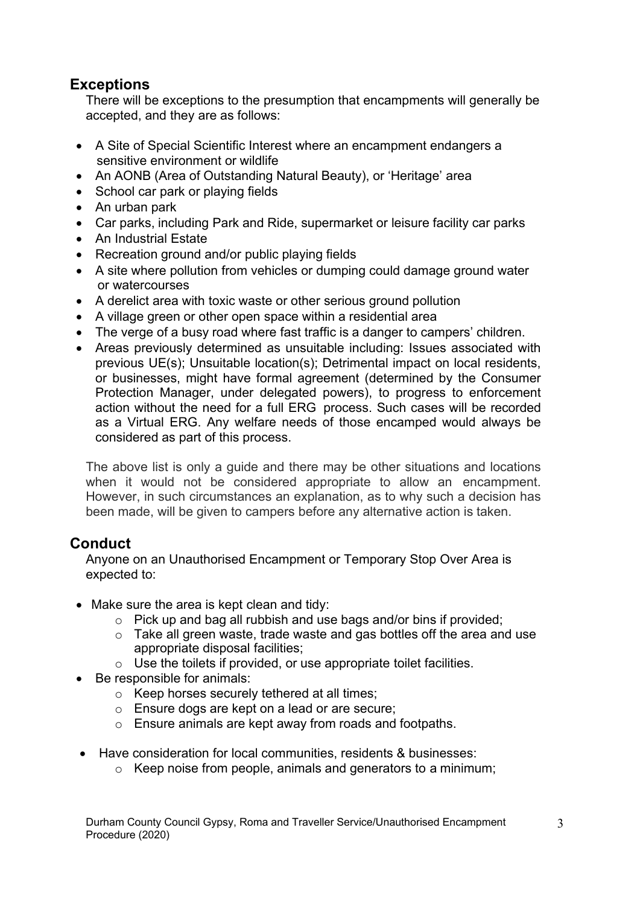## Exceptions

There will be exceptions to the presumption that encampments will generally be accepted, and they are as follows:

- A Site of Special Scientific Interest where an encampment endangers a sensitive environment or wildlife
- An AONB (Area of Outstanding Natural Beauty), or 'Heritage' area
- School car park or playing fields
- An urban park
- Car parks, including Park and Ride, supermarket or leisure facility car parks
- An Industrial Estate
- Recreation ground and/or public playing fields
- A site where pollution from vehicles or dumping could damage ground water or watercourses
- A derelict area with toxic waste or other serious ground pollution
- A village green or other open space within a residential area
- The verge of a busy road where fast traffic is a danger to campers' children.
- Areas previously determined as unsuitable including: Issues associated with previous UE(s); Unsuitable location(s); Detrimental impact on local residents, or businesses, might have formal agreement (determined by the Consumer Protection Manager, under delegated powers), to progress to enforcement action without the need for a full ERG process. Such cases will be recorded as a Virtual ERG. Any welfare needs of those encamped would always be considered as part of this process.

The above list is only a guide and there may be other situations and locations when it would not be considered appropriate to allow an encampment. However, in such circumstances an explanation, as to why such a decision has been made, will be given to campers before any alternative action is taken.

## Conduct

Anyone on an Unauthorised Encampment or Temporary Stop Over Area is expected to:

- Make sure the area is kept clean and tidy:
  - Pick up and bag all rubbish and use bags and/or bins if provided;
  - Take all green waste, trade waste and gas bottles off the area and use appropriate disposal facilities;
  - Use the toilets if provided, or use appropriate toilet facilities.
- Be responsible for animals:
  - Keep horses securely tethered at all times;
  - Ensure dogs are kept on a lead or are secure;
  - Ensure animals are kept away from roads and footpaths.
- Have consideration for local communities, residents & businesses:
  - Keep noise from people, animals and generators to a minimum;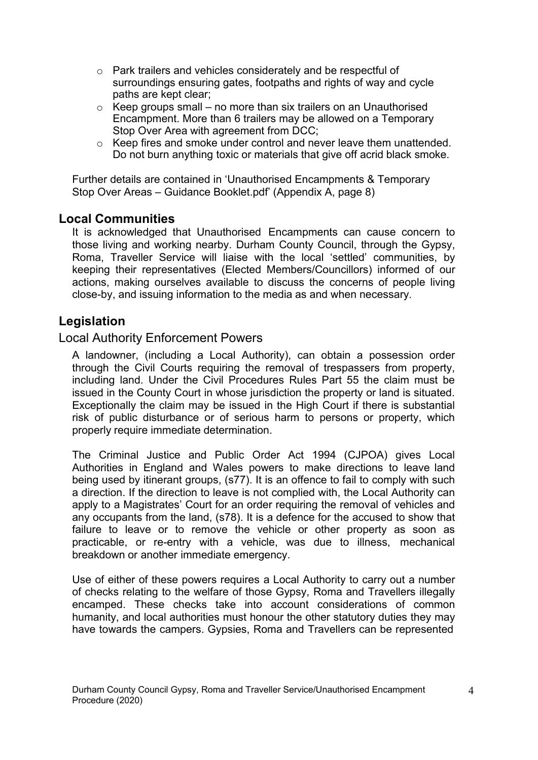- Park trailers and vehicles considerately and be respectful of surroundings ensuring gates, footpaths and rights of way and cycle paths are kept clear;
- Keep groups small – no more than six trailers on an Unauthorised Encampment. More than 6 trailers may be allowed on a Temporary Stop Over Area with agreement from DCC;
- Keep fires and smoke under control and never leave them unattended. Do not burn anything toxic or materials that give off acrid black smoke.

Further details are contained in 'Unauthorised Encampments & Temporary Stop Over Areas – Guidance Booklet.pdf' (Appendix A, page 8)

## Local Communities

It is acknowledged that Unauthorised Encampments can cause concern to those living and working nearby. Durham County Council, through the Gypsy, Roma, Traveller Service will liaise with the local 'settled' communities, by keeping their representatives (Elected Members/Councillors) informed of our actions, making ourselves available to discuss the concerns of people living close-by, and issuing information to the media as and when necessary.

## Legislation

### Local Authority Enforcement Powers

A landowner, (including a Local Authority), can obtain a possession order through the Civil Courts requiring the removal of trespassers from property, including land. Under the Civil Procedures Rules Part 55 the claim must be issued in the County Court in whose jurisdiction the property or land is situated. Exceptionally the claim may be issued in the High Court if there is substantial risk of public disturbance or of serious harm to persons or property, which properly require immediate determination.

The Criminal Justice and Public Order Act 1994 (CJPOA) gives Local Authorities in England and Wales powers to make directions to leave land being used by itinerant groups, (s77). It is an offence to fail to comply with such a direction. If the direction to leave is not complied with, the Local Authority can apply to a Magistrates' Court for an order requiring the removal of vehicles and any occupants from the land, (s78). It is a defence for the accused to show that failure to leave or to remove the vehicle or other property as soon as practicable, or re-entry with a vehicle, was due to illness, mechanical breakdown or another immediate emergency.

Use of either of these powers requires a Local Authority to carry out a number of checks relating to the welfare of those Gypsy, Roma and Travellers illegally encamped. These checks take into account considerations of common humanity, and local authorities must honour the other statutory duties they may have towards the campers. Gypsies, Roma and Travellers can be represented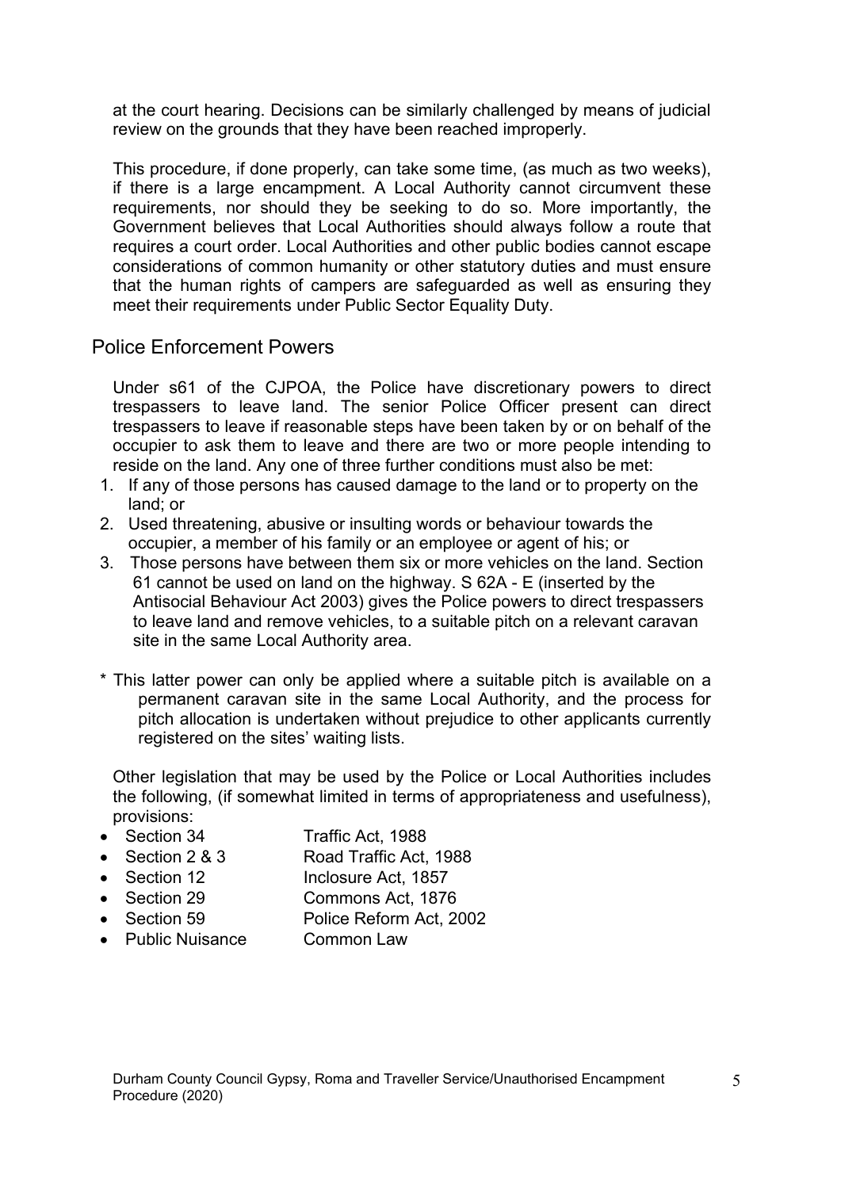at the court hearing. Decisions can be similarly challenged by means of judicial review on the grounds that they have been reached improperly.

This procedure, if done properly, can take some time, (as much as two weeks), if there is a large encampment. A Local Authority cannot circumvent these requirements, nor should they be seeking to do so. More importantly, the Government believes that Local Authorities should always follow a route that requires a court order. Local Authorities and other public bodies cannot escape considerations of common humanity or other statutory duties and must ensure that the human rights of campers are safeguarded as well as ensuring they meet their requirements under Public Sector Equality Duty.

## Police Enforcement Powers

Under s61 of the CJPOA, the Police have discretionary powers to direct trespassers to leave land. The senior Police Officer present can direct trespassers to leave if reasonable steps have been taken by or on behalf of the occupier to ask them to leave and there are two or more people intending to reside on the land. Any one of three further conditions must also be met:

1. If any of those persons has caused damage to the land or to property on the land; or
2. Used threatening, abusive or insulting words or behaviour towards the occupier, a member of his family or an employee or agent of his; or
3. Those persons have between them six or more vehicles on the land. Section 61 cannot be used on land on the highway. S 62A - E (inserted by the Antisocial Behaviour Act 2003) gives the Police powers to direct trespassers to leave land and remove vehicles, to a suitable pitch on a relevant caravan site in the same Local Authority area.

\* This latter power can only be applied where a suitable pitch is available on a permanent caravan site in the same Local Authority, and the process for pitch allocation is undertaken without prejudice to other applicants currently registered on the sites' waiting lists.

Other legislation that may be used by the Police or Local Authorities includes the following, (if somewhat limited in terms of appropriateness and usefulness), provisions:

- Section 34 Traffic Act, 1988
- Section 2 & 3 Road Traffic Act, 1988
- Section 12 Inclosure Act, 1857
- Section 29 Commons Act, 1876
- Section 59 Police Reform Act, 2002
- Public Nuisance Common Law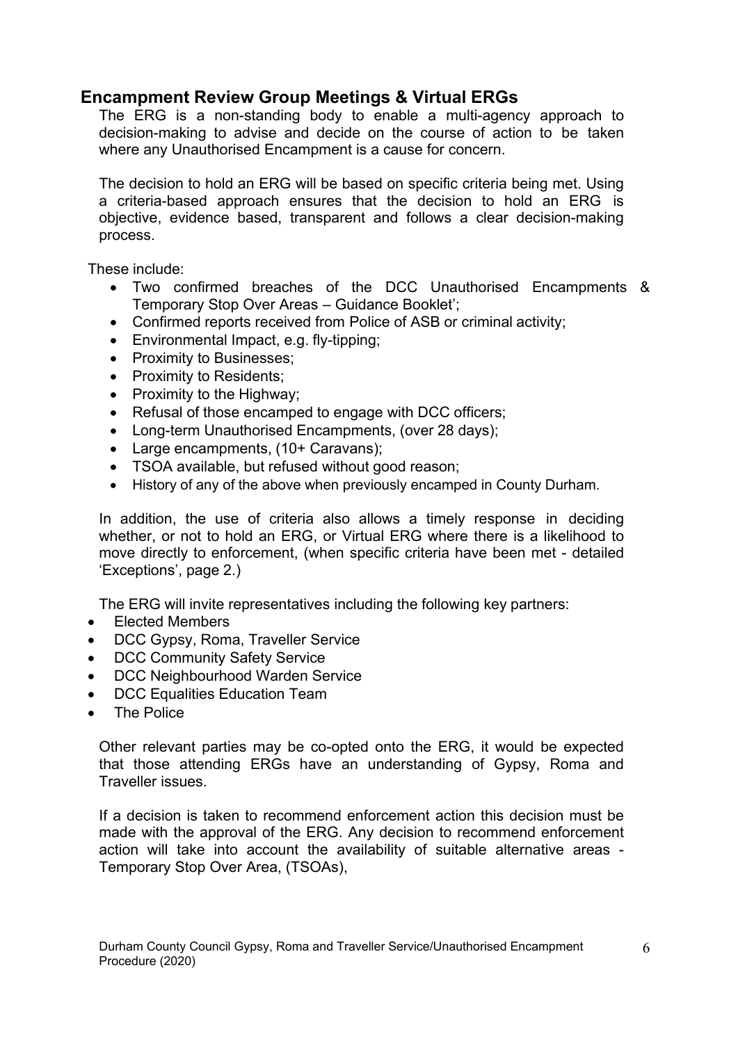## Encampment Review Group Meetings & Virtual ERGs

The ERG is a non-standing body to enable a multi-agency approach to decision-making to advise and decide on the course of action to be taken where any Unauthorised Encampment is a cause for concern.

The decision to hold an ERG will be based on specific criteria being met. Using a criteria-based approach ensures that the decision to hold an ERG is objective, evidence based, transparent and follows a clear decision-making process.

These include:

- Two confirmed breaches of the DCC Unauthorised Encampments & Temporary Stop Over Areas – Guidance Booklet';
- Confirmed reports received from Police of ASB or criminal activity;
- Environmental Impact, e.g. fly-tipping;
- Proximity to Businesses;
- Proximity to Residents;
- Proximity to the Highway;
- Refusal of those encamped to engage with DCC officers;
- Long-term Unauthorised Encampments, (over 28 days);
- Large encampments, (10+ Caravans);
- TSOA available, but refused without good reason;
- History of any of the above when previously encamped in County Durham.

In addition, the use of criteria also allows a timely response in deciding whether, or not to hold an ERG, or Virtual ERG where there is a likelihood to move directly to enforcement, (when specific criteria have been met - detailed 'Exceptions', page 2.)

The ERG will invite representatives including the following key partners:

- Elected Members
- DCC Gypsy, Roma, Traveller Service
- DCC Community Safety Service
- DCC Neighbourhood Warden Service
- DCC Equalities Education Team
- The Police

Other relevant parties may be co-opted onto the ERG, it would be expected that those attending ERGs have an understanding of Gypsy, Roma and Traveller issues.

If a decision is taken to recommend enforcement action this decision must be made with the approval of the ERG. Any decision to recommend enforcement action will take into account the availability of suitable alternative areas - Temporary Stop Over Area, (TSOAs),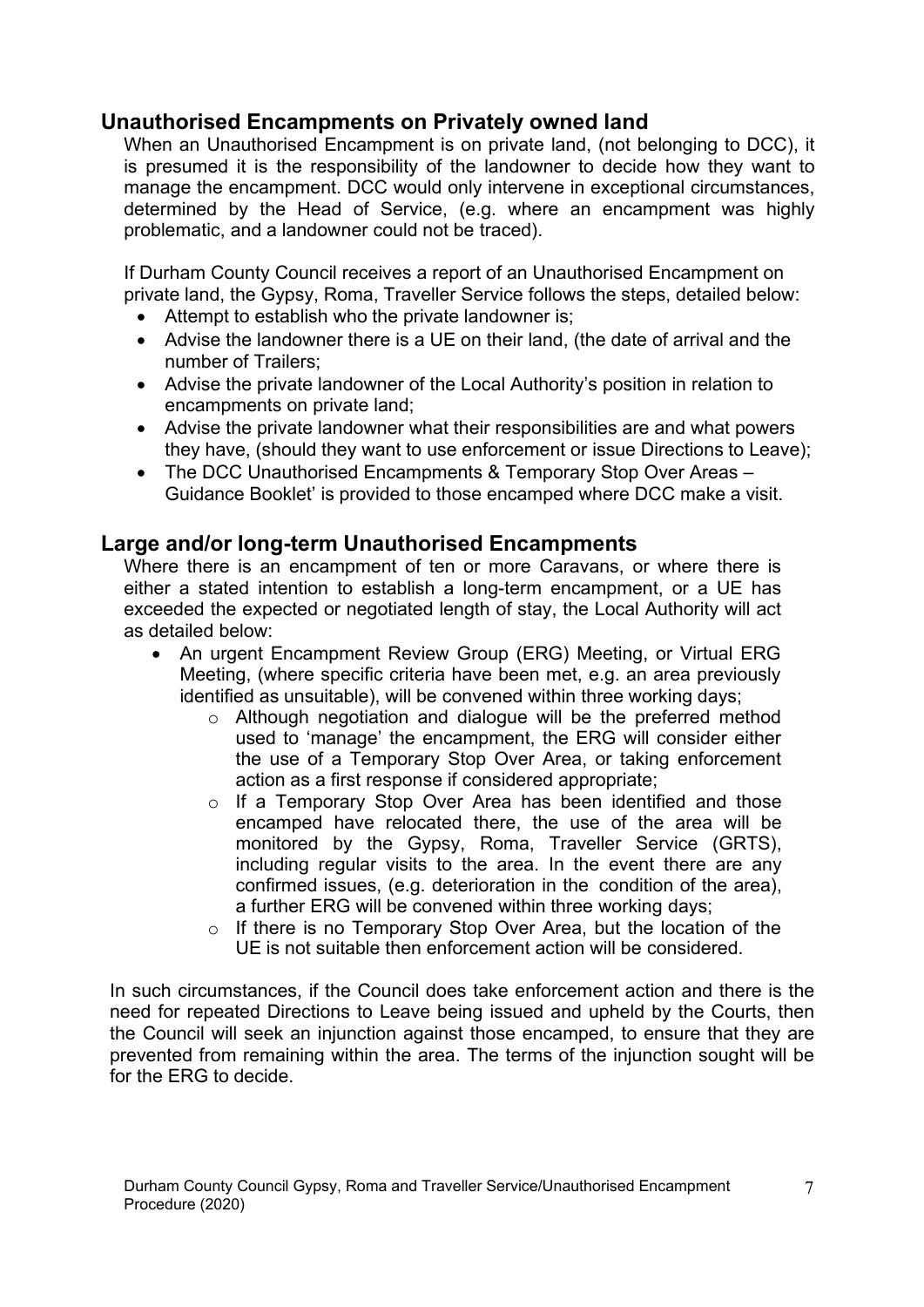## Unauthorised Encampments on Privately owned land

When an Unauthorised Encampment is on private land, (not belonging to DCC), it is presumed it is the responsibility of the landowner to decide how they want to manage the encampment. DCC would only intervene in exceptional circumstances, determined by the Head of Service, (e.g. where an encampment was highly problematic, and a landowner could not be traced).

If Durham County Council receives a report of an Unauthorised Encampment on private land, the Gypsy, Roma, Traveller Service follows the steps, detailed below:

- Attempt to establish who the private landowner is;
- Advise the landowner there is a UE on their land, (the date of arrival and the number of Trailers;
- Advise the private landowner of the Local Authority's position in relation to encampments on private land;
- Advise the private landowner what their responsibilities are and what powers they have, (should they want to use enforcement or issue Directions to Leave);
- The DCC Unauthorised Encampments & Temporary Stop Over Areas – Guidance Booklet' is provided to those encamped where DCC make a visit.

## Large and/or long-term Unauthorised Encampments

Where there is an encampment of ten or more Caravans, or where there is either a stated intention to establish a long-term encampment, or a UE has exceeded the expected or negotiated length of stay, the Local Authority will act as detailed below:

- An urgent Encampment Review Group (ERG) Meeting, or Virtual ERG Meeting, (where specific criteria have been met, e.g. an area previously identified as unsuitable), will be convened within three working days;
  - Although negotiation and dialogue will be the preferred method used to 'manage' the encampment, the ERG will consider either the use of a Temporary Stop Over Area, or taking enforcement action as a first response if considered appropriate;
  - If a Temporary Stop Over Area has been identified and those encamped have relocated there, the use of the area will be monitored by the Gypsy, Roma, Traveller Service (GRTS), including regular visits to the area. In the event there are any confirmed issues, (e.g. deterioration in the condition of the area), a further ERG will be convened within three working days;
  - If there is no Temporary Stop Over Area, but the location of the UE is not suitable then enforcement action will be considered.

In such circumstances, if the Council does take enforcement action and there is the need for repeated Directions to Leave being issued and upheld by the Courts, then the Council will seek an injunction against those encamped, to ensure that they are prevented from remaining within the area. The terms of the injunction sought will be for the ERG to decide.